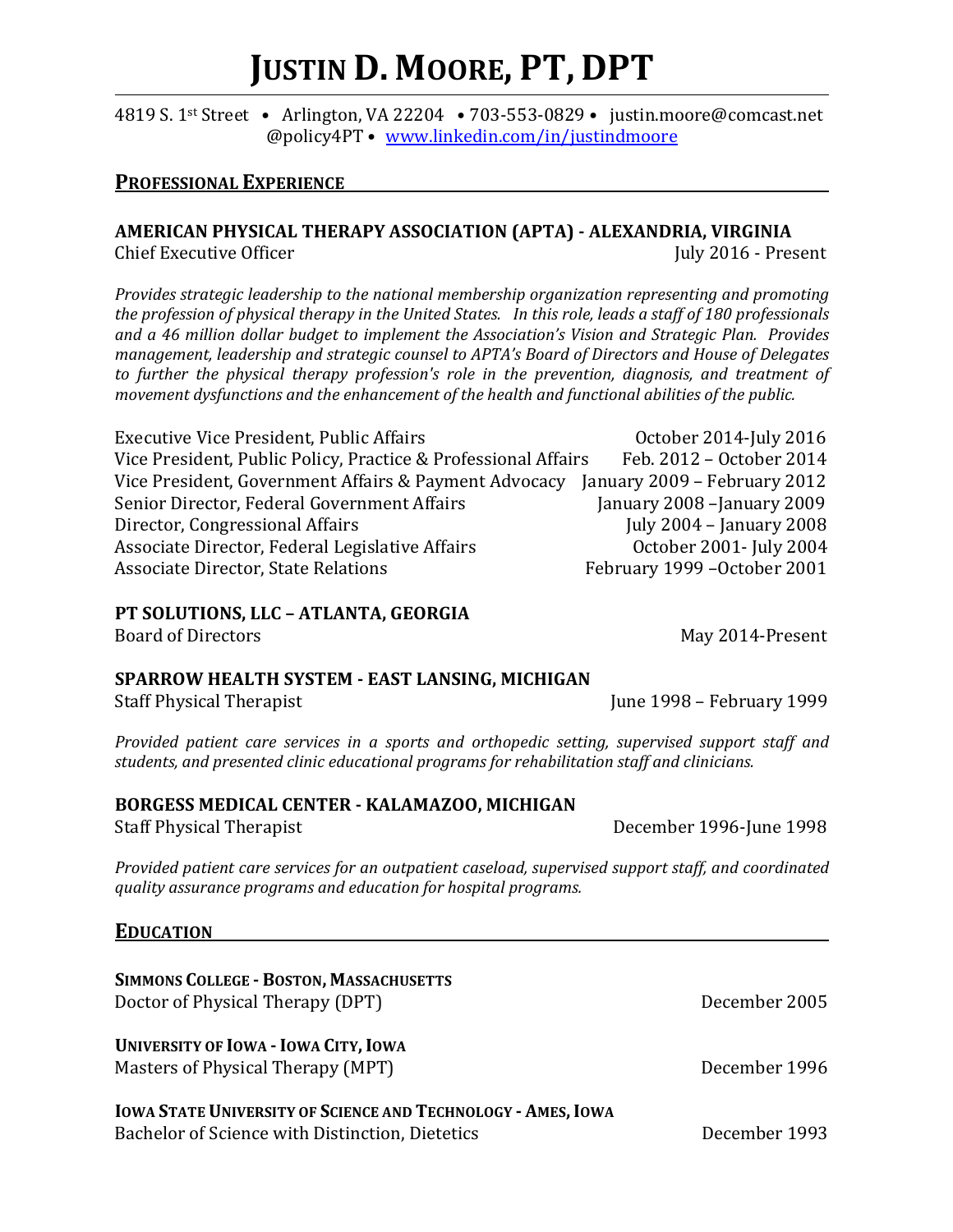# JUSTIN D. MOORE, PT, DPT

4819 S. 1st Street • Arlington, VA 22204 • 703-553-0829 • justin.moore@comcast.net
@policy4PT • [www.linkedin.com/in/justindmoore](http://www.linkedin.com/in/justindmoore)

## PROFESSIONAL EXPERIENCE

**AMERICAN PHYSICAL THERAPY ASSOCIATION (APTA) - ALEXANDRIA, VIRGINIA**
Chief Executive Officer — July 2016 - Present

*Provides strategic leadership to the national membership organization representing and promoting the profession of physical therapy in the United States. In this role, leads a staff of 180 professionals and a 46 million dollar budget to implement the Association's Vision and Strategic Plan. Provides management, leadership and strategic counsel to APTA's Board of Directors and House of Delegates to further the physical therapy profession's role in the prevention, diagnosis, and treatment of movement dysfunctions and the enhancement of the health and functional abilities of the public.*

Executive Vice President, Public Affairs — October 2014-July 2016
Vice President, Public Policy, Practice & Professional Affairs — Feb. 2012 – October 2014
Vice President, Government Affairs & Payment Advocacy — January 2009 – February 2012
Senior Director, Federal Government Affairs — January 2008 –January 2009
Director, Congressional Affairs — July 2004 – January 2008
Associate Director, Federal Legislative Affairs — October 2001- July 2004
Associate Director, State Relations — February 1999 –October 2001

**PT SOLUTIONS, LLC – ATLANTA, GEORGIA**
Board of Directors — May 2014-Present

**SPARROW HEALTH SYSTEM - EAST LANSING, MICHIGAN**
Staff Physical Therapist — June 1998 – February 1999

*Provided patient care services in a sports and orthopedic setting, supervised support staff and students, and presented clinic educational programs for rehabilitation staff and clinicians.*

**BORGESS MEDICAL CENTER - KALAMAZOO, MICHIGAN**
Staff Physical Therapist — December 1996-June 1998

*Provided patient care services for an outpatient caseload, supervised support staff, and coordinated quality assurance programs and education for hospital programs.*

## EDUCATION

**SIMMONS COLLEGE - BOSTON, MASSACHUSETTS**
Doctor of Physical Therapy (DPT) — December 2005

**UNIVERSITY OF IOWA - IOWA CITY, IOWA**
Masters of Physical Therapy (MPT) — December 1996

**IOWA STATE UNIVERSITY OF SCIENCE AND TECHNOLOGY - AMES, IOWA**
Bachelor of Science with Distinction, Dietetics — December 1993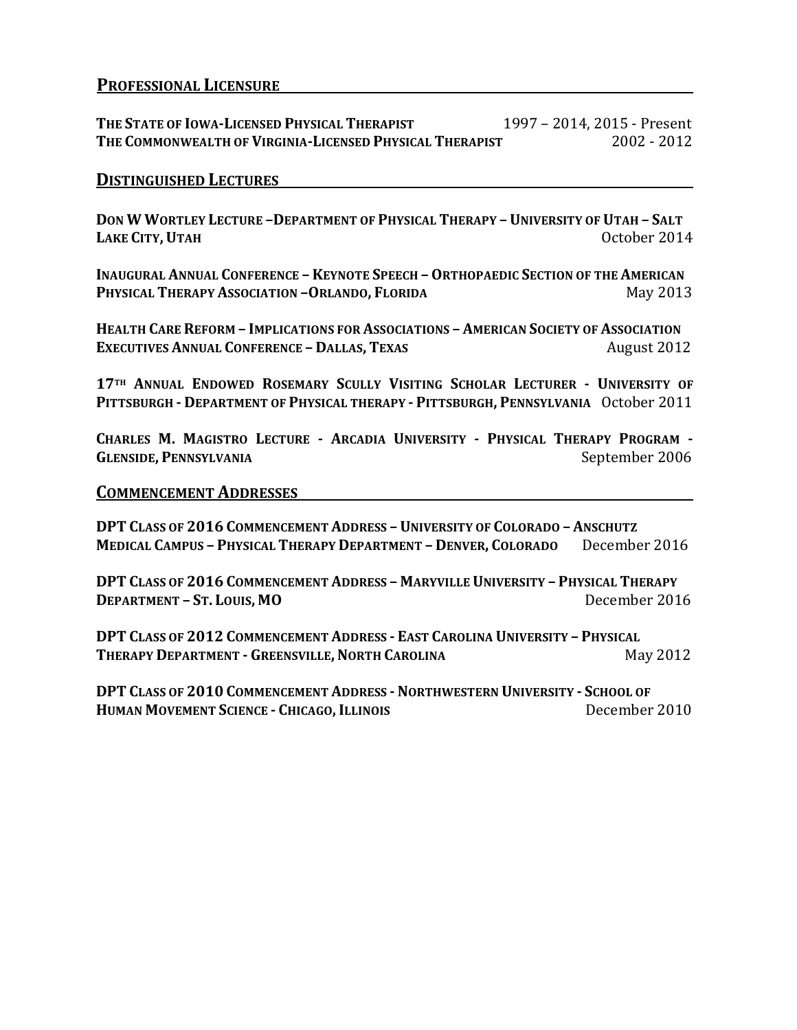## Professional Licensure

**The State of Iowa-Licensed Physical Therapist** 1997 – 2014, 2015 - Present
**The Commonwealth of Virginia-Licensed Physical Therapist** 2002 - 2012

## Distinguished Lectures

**Don W Wortley Lecture –Department of Physical Therapy – University of Utah – Salt Lake City, Utah** October 2014

**Inaugural Annual Conference – Keynote Speech – Orthopaedic Section of the American Physical Therapy Association –Orlando, Florida** May 2013

**Health Care Reform – Implications for Associations – American Society of Association Executives Annual Conference – Dallas, Texas** August 2012

**17th Annual Endowed Rosemary Scully Visiting Scholar Lecturer - University of Pittsburgh - Department of Physical therapy - Pittsburgh, Pennsylvania** October 2011

**Charles M. Magistro Lecture - Arcadia University - Physical Therapy Program - Glenside, Pennsylvania** September 2006

## Commencement Addresses

**DPT Class of 2016 Commencement Address – University of Colorado – Anschutz Medical Campus – Physical Therapy Department – Denver, Colorado** December 2016

**DPT Class of 2016 Commencement Address – Maryville University – Physical Therapy Department – St. Louis, MO** December 2016

**DPT Class of 2012 Commencement Address - East Carolina University – Physical Therapy Department - Greensville, North Carolina** May 2012

**DPT Class of 2010 Commencement Address - Northwestern University - School of Human Movement Science - Chicago, Illinois** December 2010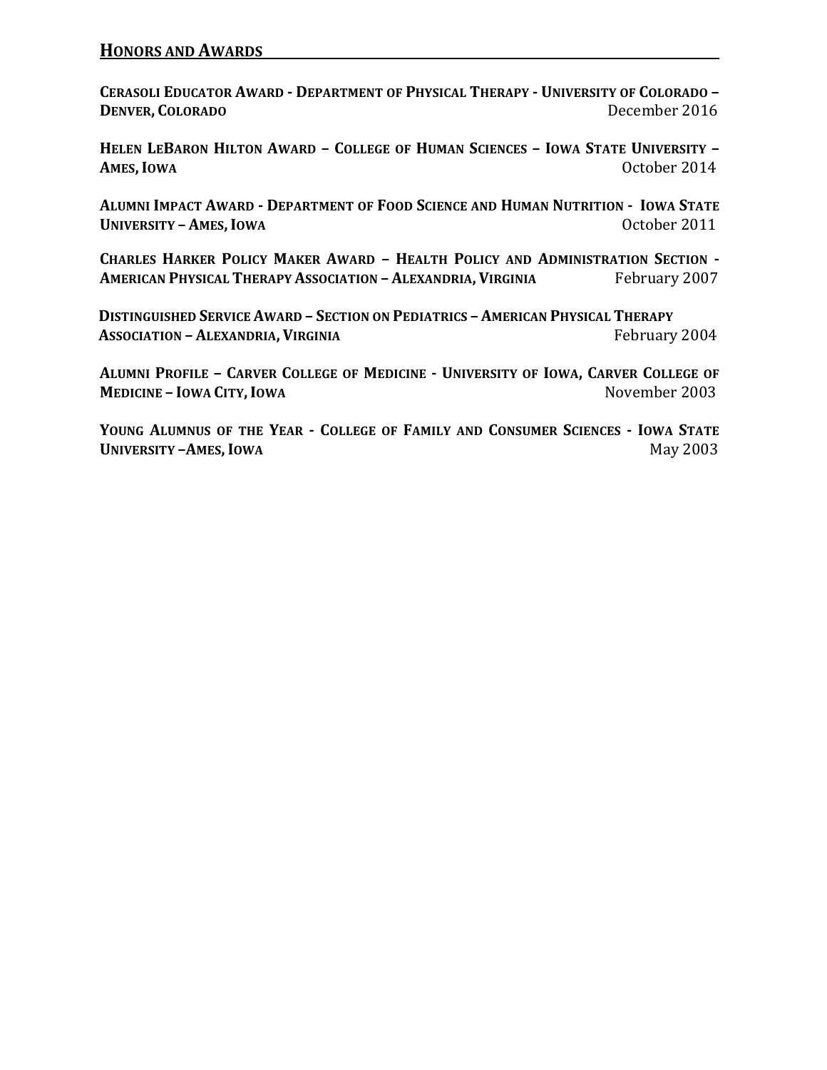## HONORS AND AWARDS

**CERASOLI EDUCATOR AWARD - DEPARTMENT OF PHYSICAL THERAPY - UNIVERSITY OF COLORADO – DENVER, COLORADO** December 2016

**HELEN LEBARON HILTON AWARD – COLLEGE OF HUMAN SCIENCES – IOWA STATE UNIVERSITY – AMES, IOWA** October 2014

**ALUMNI IMPACT AWARD - DEPARTMENT OF FOOD SCIENCE AND HUMAN NUTRITION - IOWA STATE UNIVERSITY – AMES, IOWA** October 2011

**CHARLES HARKER POLICY MAKER AWARD – HEALTH POLICY AND ADMINISTRATION SECTION - AMERICAN PHYSICAL THERAPY ASSOCIATION – ALEXANDRIA, VIRGINIA** February 2007

**DISTINGUISHED SERVICE AWARD – SECTION ON PEDIATRICS – AMERICAN PHYSICAL THERAPY ASSOCIATION – ALEXANDRIA, VIRGINIA** February 2004

**ALUMNI PROFILE – CARVER COLLEGE OF MEDICINE - UNIVERSITY OF IOWA, CARVER COLLEGE OF MEDICINE – IOWA CITY, IOWA** November 2003

**YOUNG ALUMNUS OF THE YEAR - COLLEGE OF FAMILY AND CONSUMER SCIENCES - IOWA STATE UNIVERSITY –AMES, IOWA** May 2003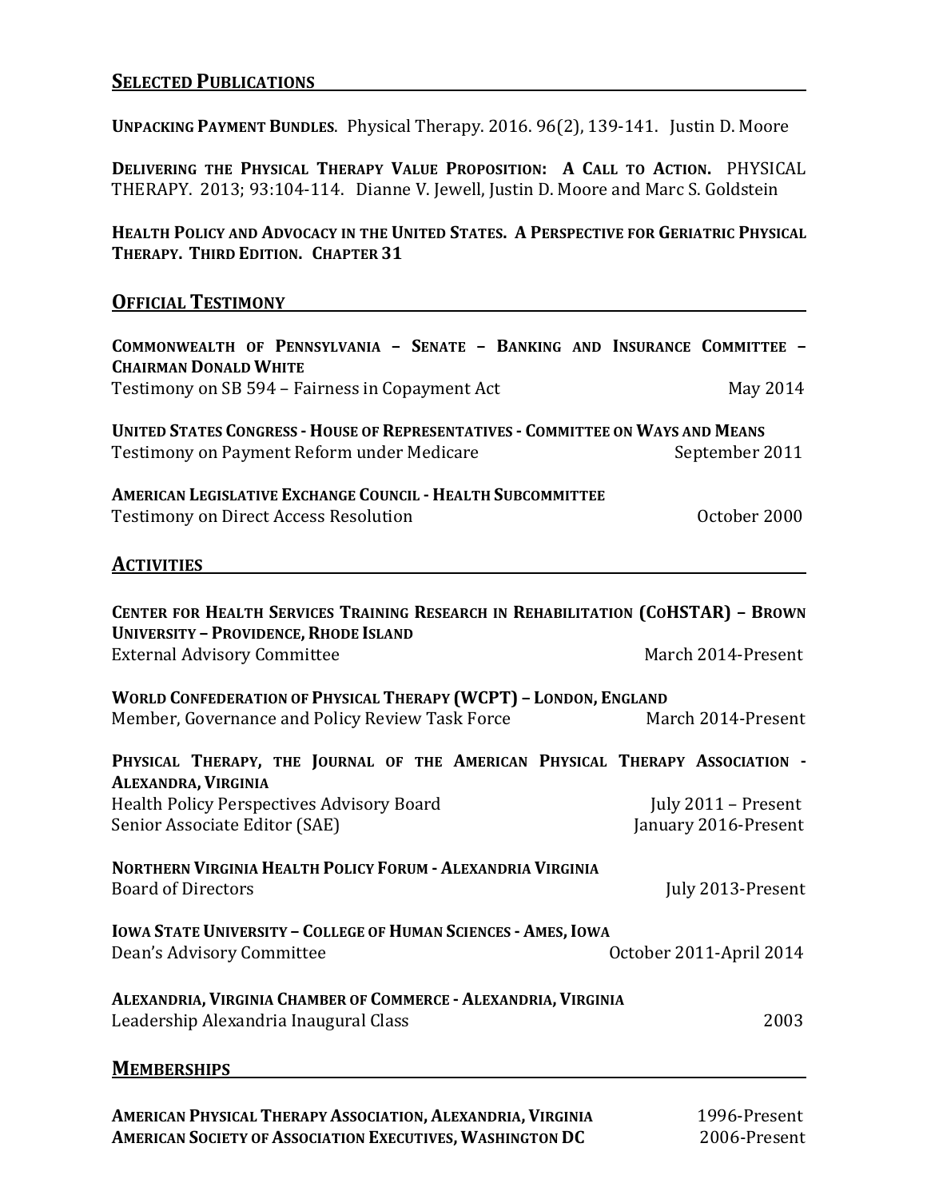## SELECTED PUBLICATIONS

**UNPACKING PAYMENT BUNDLES**. Physical Therapy. 2016. 96(2), 139-141. Justin D. Moore

**DELIVERING THE PHYSICAL THERAPY VALUE PROPOSITION: A CALL TO ACTION.** PHYSICAL THERAPY. 2013; 93:104-114. Dianne V. Jewell, Justin D. Moore and Marc S. Goldstein

**HEALTH POLICY AND ADVOCACY IN THE UNITED STATES. A PERSPECTIVE FOR GERIATRIC PHYSICAL THERAPY. THIRD EDITION. CHAPTER 31**

## OFFICIAL TESTIMONY

**COMMONWEALTH OF PENNSYLVANIA – SENATE – BANKING AND INSURANCE COMMITTEE – CHAIRMAN DONALD WHITE**
Testimony on SB 594 – Fairness in Copayment Act — May 2014

**UNITED STATES CONGRESS - HOUSE OF REPRESENTATIVES - COMMITTEE ON WAYS AND MEANS**
Testimony on Payment Reform under Medicare — September 2011

**AMERICAN LEGISLATIVE EXCHANGE COUNCIL - HEALTH SUBCOMMITTEE**
Testimony on Direct Access Resolution — October 2000

## ACTIVITIES

**CENTER FOR HEALTH SERVICES TRAINING RESEARCH IN REHABILITATION (COHSTAR) – BROWN UNIVERSITY – PROVIDENCE, RHODE ISLAND**
External Advisory Committee — March 2014-Present

**WORLD CONFEDERATION OF PHYSICAL THERAPY (WCPT) – LONDON, ENGLAND**
Member, Governance and Policy Review Task Force — March 2014-Present

**PHYSICAL THERAPY, THE JOURNAL OF THE AMERICAN PHYSICAL THERAPY ASSOCIATION - ALEXANDRA, VIRGINIA**
Health Policy Perspectives Advisory Board — July 2011 – Present
Senior Associate Editor (SAE) — January 2016-Present

**NORTHERN VIRGINIA HEALTH POLICY FORUM - ALEXANDRIA VIRGINIA**
Board of Directors — July 2013-Present

**IOWA STATE UNIVERSITY – COLLEGE OF HUMAN SCIENCES - AMES, IOWA**
Dean's Advisory Committee — October 2011-April 2014

**ALEXANDRIA, VIRGINIA CHAMBER OF COMMERCE - ALEXANDRIA, VIRGINIA**
Leadership Alexandria Inaugural Class — 2003

## MEMBERSHIPS

**AMERICAN PHYSICAL THERAPY ASSOCIATION, ALEXANDRIA, VIRGINIA** — 1996-Present
**AMERICAN SOCIETY OF ASSOCIATION EXECUTIVES, WASHINGTON DC** — 2006-Present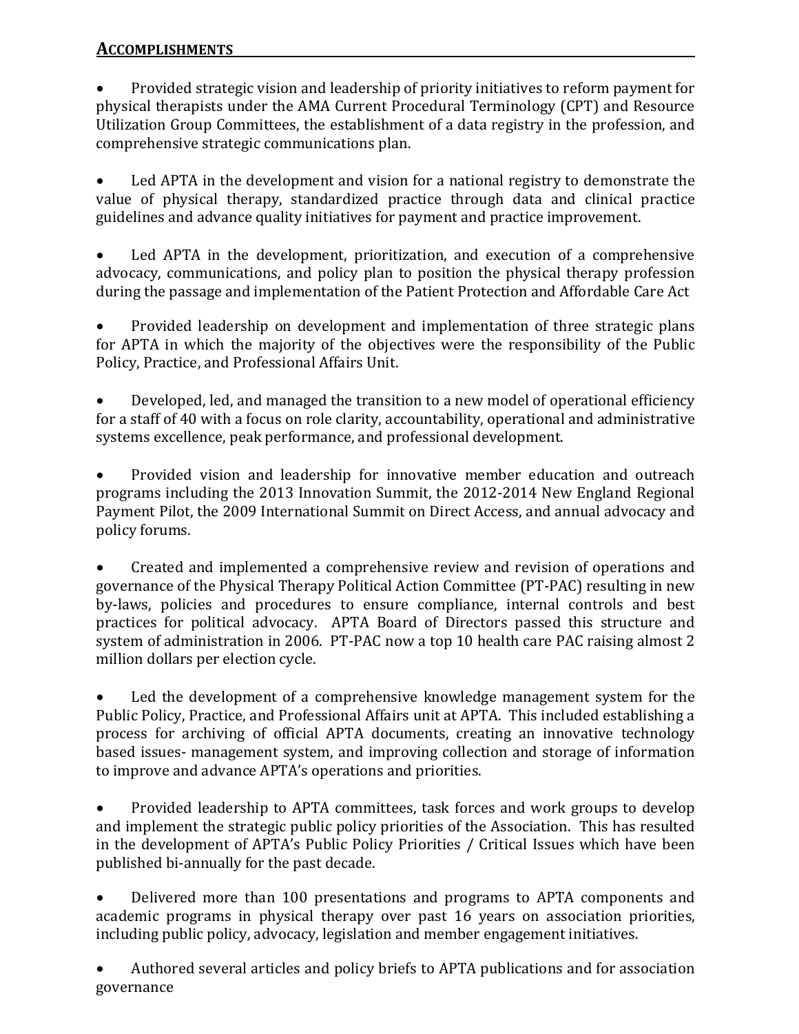## ACCOMPLISHMENTS

- Provided strategic vision and leadership of priority initiatives to reform payment for physical therapists under the AMA Current Procedural Terminology (CPT) and Resource Utilization Group Committees, the establishment of a data registry in the profession, and comprehensive strategic communications plan.

- Led APTA in the development and vision for a national registry to demonstrate the value of physical therapy, standardized practice through data and clinical practice guidelines and advance quality initiatives for payment and practice improvement.

- Led APTA in the development, prioritization, and execution of a comprehensive advocacy, communications, and policy plan to position the physical therapy profession during the passage and implementation of the Patient Protection and Affordable Care Act

- Provided leadership on development and implementation of three strategic plans for APTA in which the majority of the objectives were the responsibility of the Public Policy, Practice, and Professional Affairs Unit.

- Developed, led, and managed the transition to a new model of operational efficiency for a staff of 40 with a focus on role clarity, accountability, operational and administrative systems excellence, peak performance, and professional development.

- Provided vision and leadership for innovative member education and outreach programs including the 2013 Innovation Summit, the 2012-2014 New England Regional Payment Pilot, the 2009 International Summit on Direct Access, and annual advocacy and policy forums.

- Created and implemented a comprehensive review and revision of operations and governance of the Physical Therapy Political Action Committee (PT-PAC) resulting in new by-laws, policies and procedures to ensure compliance, internal controls and best practices for political advocacy. APTA Board of Directors passed this structure and system of administration in 2006. PT-PAC now a top 10 health care PAC raising almost 2 million dollars per election cycle.

- Led the development of a comprehensive knowledge management system for the Public Policy, Practice, and Professional Affairs unit at APTA. This included establishing a process for archiving of official APTA documents, creating an innovative technology based issues- management system, and improving collection and storage of information to improve and advance APTA's operations and priorities.

- Provided leadership to APTA committees, task forces and work groups to develop and implement the strategic public policy priorities of the Association. This has resulted in the development of APTA's Public Policy Priorities / Critical Issues which have been published bi-annually for the past decade.

- Delivered more than 100 presentations and programs to APTA components and academic programs in physical therapy over past 16 years on association priorities, including public policy, advocacy, legislation and member engagement initiatives.

- Authored several articles and policy briefs to APTA publications and for association governance